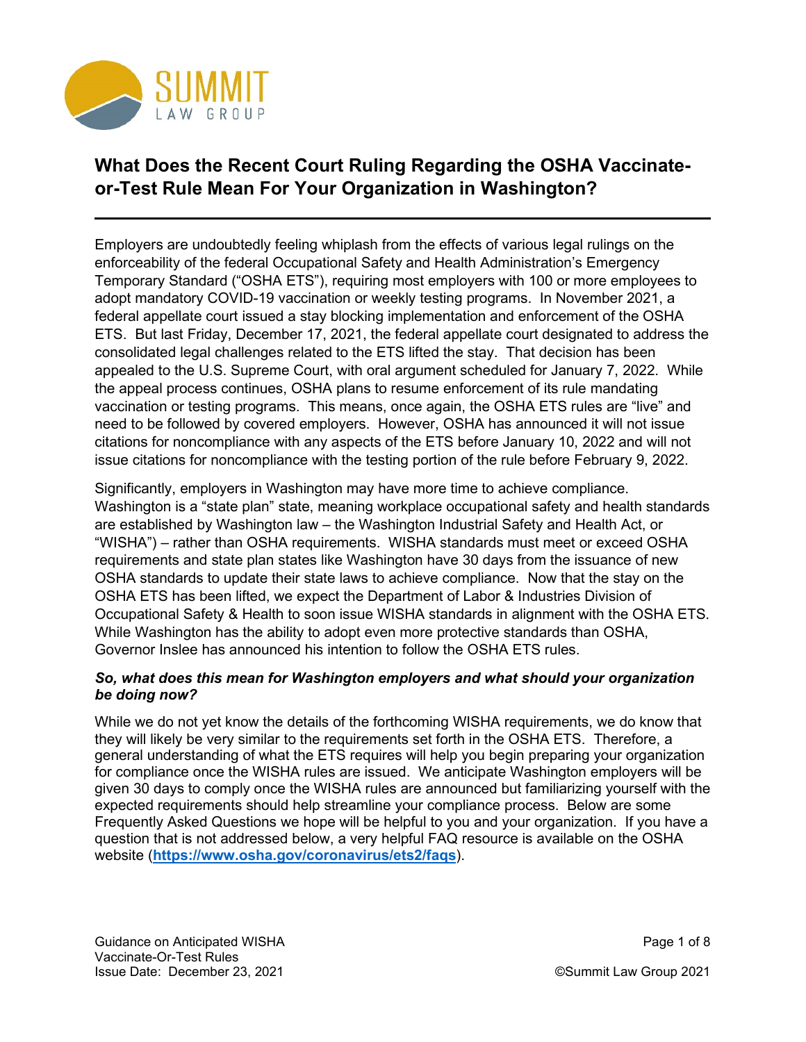SUMMIT
LAW GROUP

# What Does the Recent Court Ruling Regarding the OSHA Vaccinate-or-Test Rule Mean For Your Organization in Washington?

Employers are undoubtedly feeling whiplash from the effects of various legal rulings on the enforceability of the federal Occupational Safety and Health Administration's Emergency Temporary Standard ("OSHA ETS"), requiring most employers with 100 or more employees to adopt mandatory COVID-19 vaccination or weekly testing programs. In November 2021, a federal appellate court issued a stay blocking implementation and enforcement of the OSHA ETS. But last Friday, December 17, 2021, the federal appellate court designated to address the consolidated legal challenges related to the ETS lifted the stay. That decision has been appealed to the U.S. Supreme Court, with oral argument scheduled for January 7, 2022. While the appeal process continues, OSHA plans to resume enforcement of its rule mandating vaccination or testing programs. This means, once again, the OSHA ETS rules are "live" and need to be followed by covered employers. However, OSHA has announced it will not issue citations for noncompliance with any aspects of the ETS before January 10, 2022 and will not issue citations for noncompliance with the testing portion of the rule before February 9, 2022.

Significantly, employers in Washington may have more time to achieve compliance. Washington is a "state plan" state, meaning workplace occupational safety and health standards are established by Washington law – the Washington Industrial Safety and Health Act, or "WISHA") – rather than OSHA requirements. WISHA standards must meet or exceed OSHA requirements and state plan states like Washington have 30 days from the issuance of new OSHA standards to update their state laws to achieve compliance. Now that the stay on the OSHA ETS has been lifted, we expect the Department of Labor & Industries Division of Occupational Safety & Health to soon issue WISHA standards in alignment with the OSHA ETS. While Washington has the ability to adopt even more protective standards than OSHA, Governor Inslee has announced his intention to follow the OSHA ETS rules.

***So, what does this mean for Washington employers and what should your organization be doing now?***

While we do not yet know the details of the forthcoming WISHA requirements, we do know that they will likely be very similar to the requirements set forth in the OSHA ETS. Therefore, a general understanding of what the ETS requires will help you begin preparing your organization for compliance once the WISHA rules are issued. We anticipate Washington employers will be given 30 days to comply once the WISHA rules are announced but familiarizing yourself with the expected requirements should help streamline your compliance process. Below are some Frequently Asked Questions we hope will be helpful to you and your organization. If you have a question that is not addressed below, a very helpful FAQ resource is available on the OSHA website (**https://www.osha.gov/coronavirus/ets2/faqs**).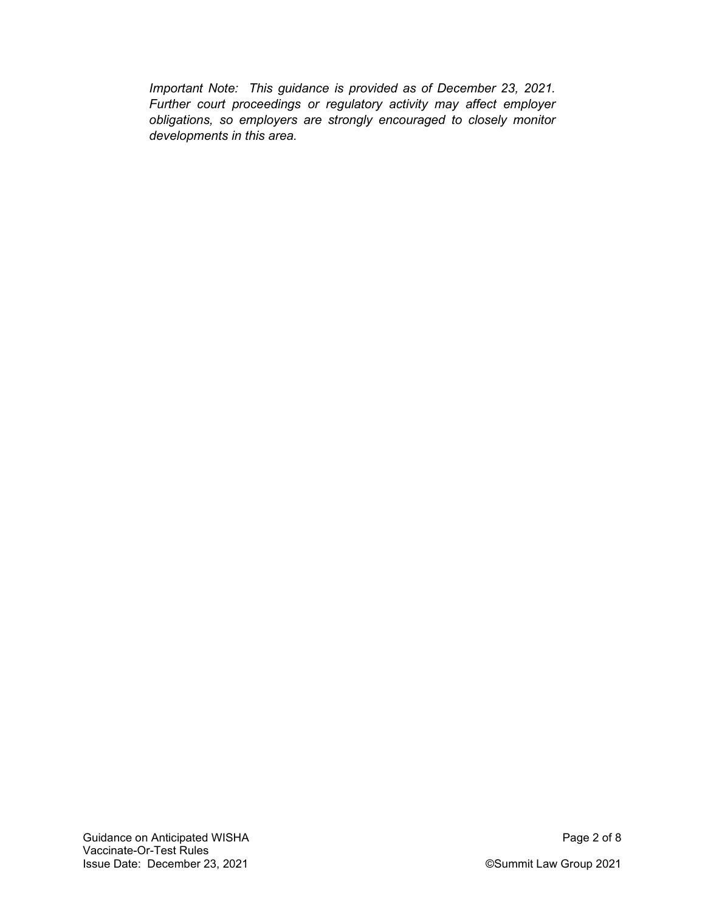*Important Note: This guidance is provided as of December 23, 2021. Further court proceedings or regulatory activity may affect employer obligations, so employers are strongly encouraged to closely monitor developments in this area.*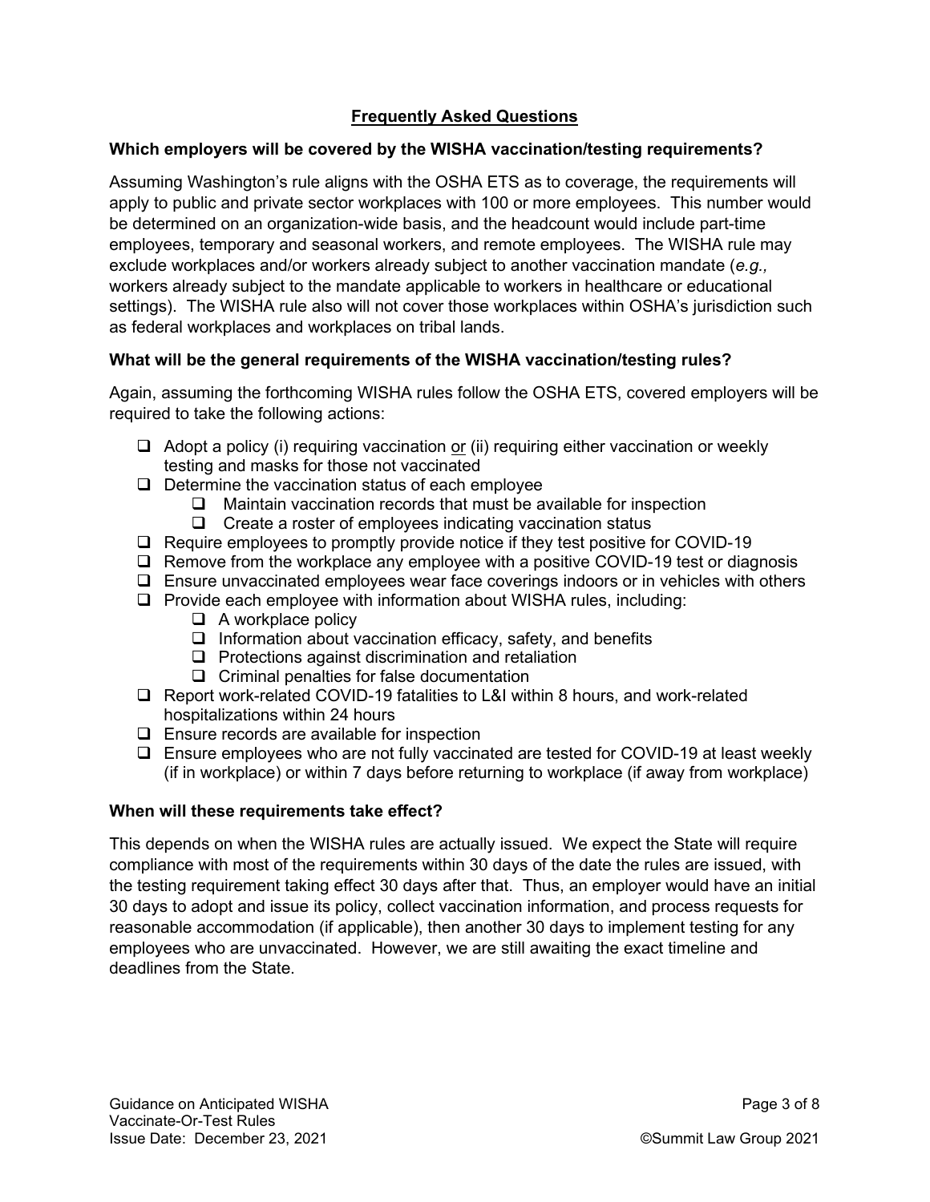## Frequently Asked Questions

**Which employers will be covered by the WISHA vaccination/testing requirements?**

Assuming Washington's rule aligns with the OSHA ETS as to coverage, the requirements will apply to public and private sector workplaces with 100 or more employees. This number would be determined on an organization-wide basis, and the headcount would include part-time employees, temporary and seasonal workers, and remote employees. The WISHA rule may exclude workplaces and/or workers already subject to another vaccination mandate (*e.g.,* workers already subject to the mandate applicable to workers in healthcare or educational settings). The WISHA rule also will not cover those workplaces within OSHA's jurisdiction such as federal workplaces and workplaces on tribal lands.

**What will be the general requirements of the WISHA vaccination/testing rules?**

Again, assuming the forthcoming WISHA rules follow the OSHA ETS, covered employers will be required to take the following actions:

- ❑ Adopt a policy (i) requiring vaccination <u>or</u> (ii) requiring either vaccination or weekly testing and masks for those not vaccinated
- ❑ Determine the vaccination status of each employee
  - ❑ Maintain vaccination records that must be available for inspection
  - ❑ Create a roster of employees indicating vaccination status
- ❑ Require employees to promptly provide notice if they test positive for COVID-19
- ❑ Remove from the workplace any employee with a positive COVID-19 test or diagnosis
- ❑ Ensure unvaccinated employees wear face coverings indoors or in vehicles with others
- ❑ Provide each employee with information about WISHA rules, including:
  - ❑ A workplace policy
  - ❑ Information about vaccination efficacy, safety, and benefits
  - ❑ Protections against discrimination and retaliation
  - ❑ Criminal penalties for false documentation
- ❑ Report work-related COVID-19 fatalities to L&I within 8 hours, and work-related hospitalizations within 24 hours
- ❑ Ensure records are available for inspection
- ❑ Ensure employees who are not fully vaccinated are tested for COVID-19 at least weekly (if in workplace) or within 7 days before returning to workplace (if away from workplace)

**When will these requirements take effect?**

This depends on when the WISHA rules are actually issued. We expect the State will require compliance with most of the requirements within 30 days of the date the rules are issued, with the testing requirement taking effect 30 days after that. Thus, an employer would have an initial 30 days to adopt and issue its policy, collect vaccination information, and process requests for reasonable accommodation (if applicable), then another 30 days to implement testing for any employees who are unvaccinated. However, we are still awaiting the exact timeline and deadlines from the State.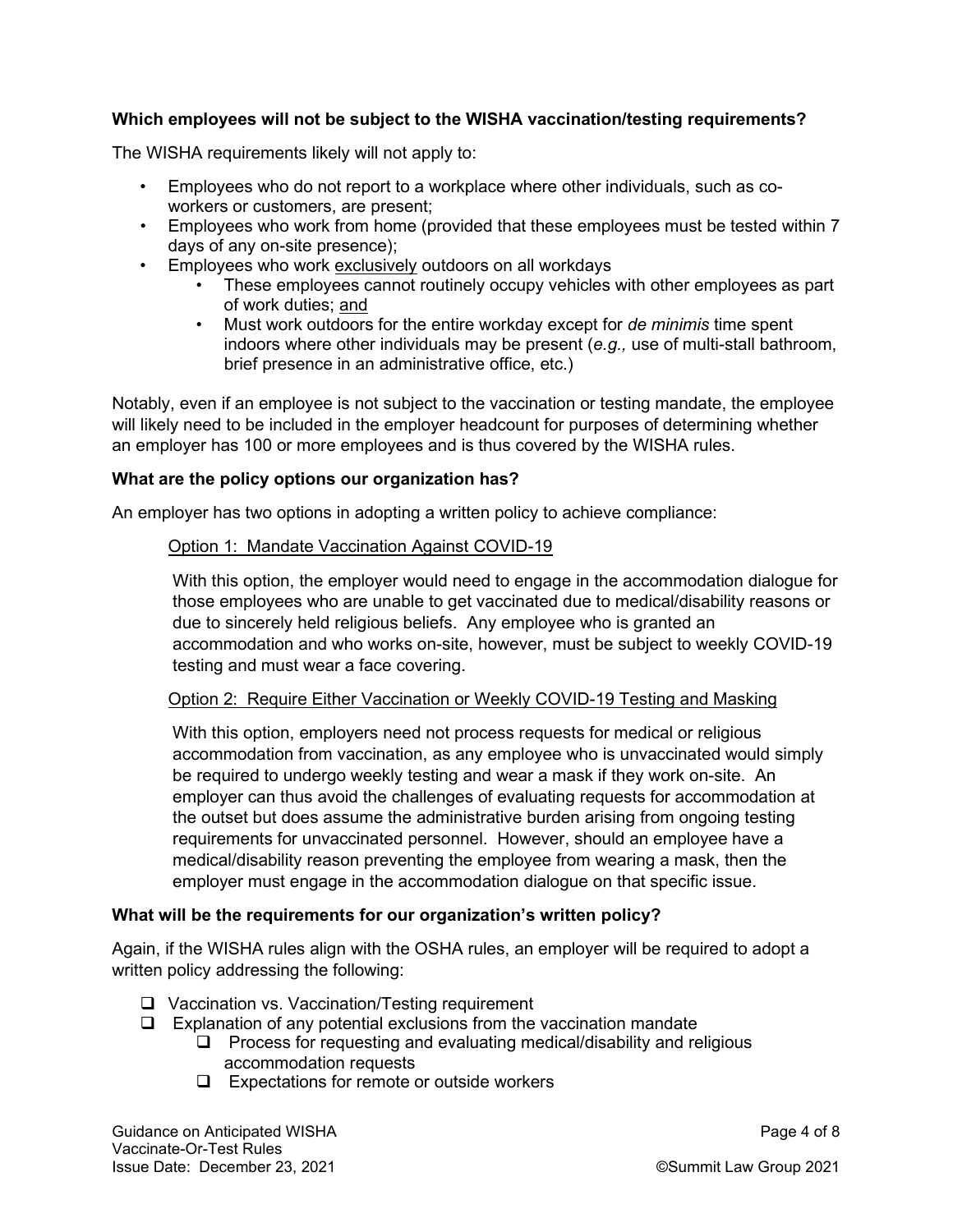**Which employees will not be subject to the WISHA vaccination/testing requirements?**

The WISHA requirements likely will not apply to:

- Employees who do not report to a workplace where other individuals, such as co-workers or customers, are present;
- Employees who work from home (provided that these employees must be tested within 7 days of any on-site presence);
- Employees who work <u>exclusively</u> outdoors on all workdays
  - These employees cannot routinely occupy vehicles with other employees as part of work duties; <u>and</u>
  - Must work outdoors for the entire workday except for *de minimis* time spent indoors where other individuals may be present (*e.g.,* use of multi-stall bathroom, brief presence in an administrative office, etc.)

Notably, even if an employee is not subject to the vaccination or testing mandate, the employee will likely need to be included in the employer headcount for purposes of determining whether an employer has 100 or more employees and is thus covered by the WISHA rules.

**What are the policy options our organization has?**

An employer has two options in adopting a written policy to achieve compliance:

<u>Option 1: Mandate Vaccination Against COVID-19</u>

With this option, the employer would need to engage in the accommodation dialogue for those employees who are unable to get vaccinated due to medical/disability reasons or due to sincerely held religious beliefs. Any employee who is granted an accommodation and who works on-site, however, must be subject to weekly COVID-19 testing and must wear a face covering.

<u>Option 2: Require Either Vaccination or Weekly COVID-19 Testing and Masking</u>

With this option, employers need not process requests for medical or religious accommodation from vaccination, as any employee who is unvaccinated would simply be required to undergo weekly testing and wear a mask if they work on-site. An employer can thus avoid the challenges of evaluating requests for accommodation at the outset but does assume the administrative burden arising from ongoing testing requirements for unvaccinated personnel. However, should an employee have a medical/disability reason preventing the employee from wearing a mask, then the employer must engage in the accommodation dialogue on that specific issue.

**What will be the requirements for our organization's written policy?**

Again, if the WISHA rules align with the OSHA rules, an employer will be required to adopt a written policy addressing the following:

- ❑ Vaccination vs. Vaccination/Testing requirement
- ❑ Explanation of any potential exclusions from the vaccination mandate
  - ❑ Process for requesting and evaluating medical/disability and religious accommodation requests
  - ❑ Expectations for remote or outside workers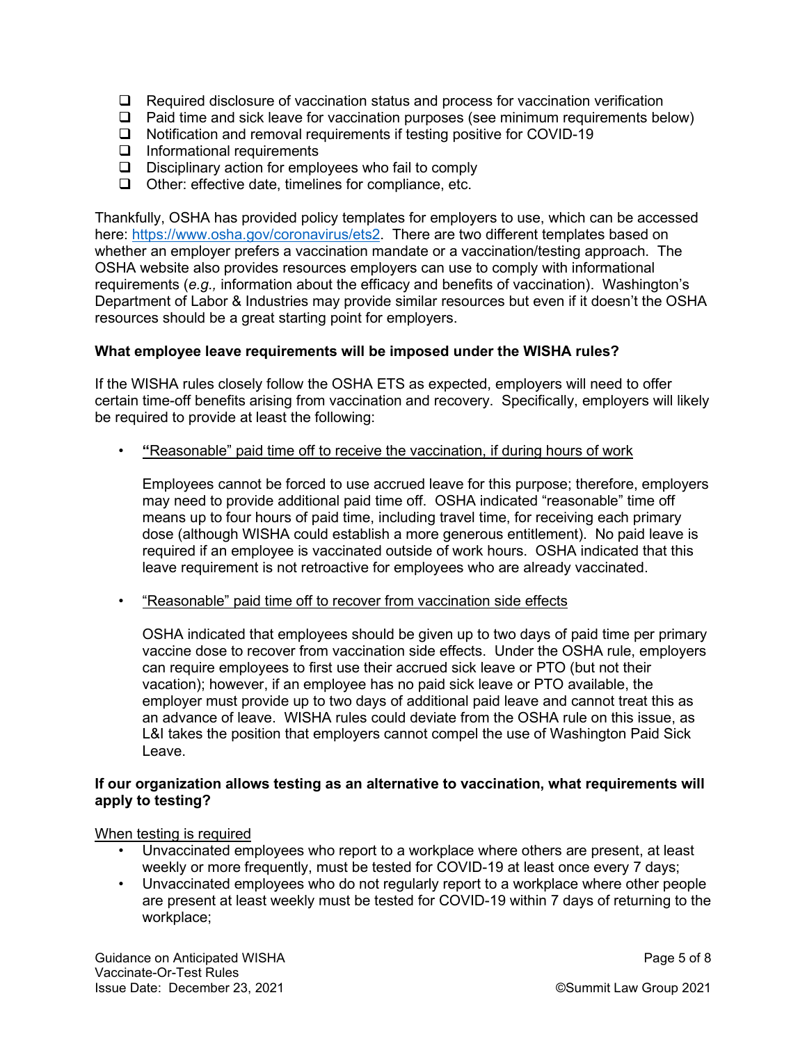- ☐ Required disclosure of vaccination status and process for vaccination verification
- ☐ Paid time and sick leave for vaccination purposes (see minimum requirements below)
- ☐ Notification and removal requirements if testing positive for COVID-19
- ☐ Informational requirements
- ☐ Disciplinary action for employees who fail to comply
- ☐ Other: effective date, timelines for compliance, etc.

Thankfully, OSHA has provided policy templates for employers to use, which can be accessed here: [https://www.osha.gov/coronavirus/ets2](https://www.osha.gov/coronavirus/ets2). There are two different templates based on whether an employer prefers a vaccination mandate or a vaccination/testing approach. The OSHA website also provides resources employers can use to comply with informational requirements (*e.g.,* information about the efficacy and benefits of vaccination). Washington's Department of Labor & Industries may provide similar resources but even if it doesn't the OSHA resources should be a great starting point for employers.

**What employee leave requirements will be imposed under the WISHA rules?**

If the WISHA rules closely follow the OSHA ETS as expected, employers will need to offer certain time-off benefits arising from vaccination and recovery. Specifically, employers will likely be required to provide at least the following:

- **"**<u>Reasonable" paid time off to receive the vaccination, if during hours of work</u>

  Employees cannot be forced to use accrued leave for this purpose; therefore, employers may need to provide additional paid time off. OSHA indicated "reasonable" time off means up to four hours of paid time, including travel time, for receiving each primary dose (although WISHA could establish a more generous entitlement). No paid leave is required if an employee is vaccinated outside of work hours. OSHA indicated that this leave requirement is not retroactive for employees who are already vaccinated.

- <u>"Reasonable" paid time off to recover from vaccination side effects</u>

  OSHA indicated that employees should be given up to two days of paid time per primary vaccine dose to recover from vaccination side effects. Under the OSHA rule, employers can require employees to first use their accrued sick leave or PTO (but not their vacation); however, if an employee has no paid sick leave or PTO available, the employer must provide up to two days of additional paid leave and cannot treat this as an advance of leave. WISHA rules could deviate from the OSHA rule on this issue, as L&I takes the position that employers cannot compel the use of Washington Paid Sick Leave.

**If our organization allows testing as an alternative to vaccination, what requirements will apply to testing?**

<u>When testing is required</u>

- Unvaccinated employees who report to a workplace where others are present, at least weekly or more frequently, must be tested for COVID-19 at least once every 7 days;
- Unvaccinated employees who do not regularly report to a workplace where other people are present at least weekly must be tested for COVID-19 within 7 days of returning to the workplace;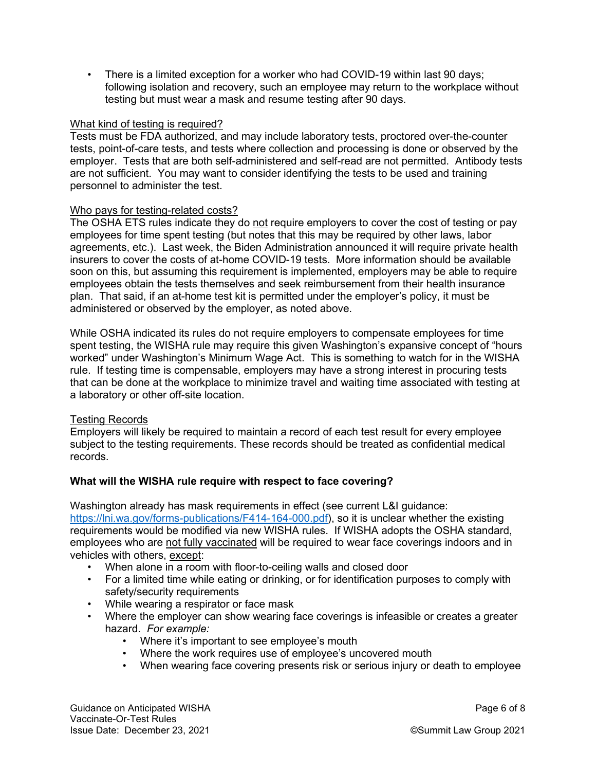- There is a limited exception for a worker who had COVID-19 within last 90 days; following isolation and recovery, such an employee may return to the workplace without testing but must wear a mask and resume testing after 90 days.

<u>What kind of testing is required?</u>
Tests must be FDA authorized, and may include laboratory tests, proctored over-the-counter tests, point-of-care tests, and tests where collection and processing is done or observed by the employer. Tests that are both self-administered and self-read are not permitted. Antibody tests are not sufficient. You may want to consider identifying the tests to be used and training personnel to administer the test.

<u>Who pays for testing-related costs?</u>
The OSHA ETS rules indicate they do <u>not</u> require employers to cover the cost of testing or pay employees for time spent testing (but notes that this may be required by other laws, labor agreements, etc.). Last week, the Biden Administration announced it will require private health insurers to cover the costs of at-home COVID-19 tests. More information should be available soon on this, but assuming this requirement is implemented, employers may be able to require employees obtain the tests themselves and seek reimbursement from their health insurance plan. That said, if an at-home test kit is permitted under the employer's policy, it must be administered or observed by the employer, as noted above.

While OSHA indicated its rules do not require employers to compensate employees for time spent testing, the WISHA rule may require this given Washington's expansive concept of "hours worked" under Washington's Minimum Wage Act. This is something to watch for in the WISHA rule. If testing time is compensable, employers may have a strong interest in procuring tests that can be done at the workplace to minimize travel and waiting time associated with testing at a laboratory or other off-site location.

<u>Testing Records</u>
Employers will likely be required to maintain a record of each test result for every employee subject to the testing requirements. These records should be treated as confidential medical records.

**What will the WISHA rule require with respect to face covering?**

Washington already has mask requirements in effect (see current L&I guidance: https://lni.wa.gov/forms-publications/F414-164-000.pdf), so it is unclear whether the existing requirements would be modified via new WISHA rules. If WISHA adopts the OSHA standard, employees who are <u>not fully vaccinated</u> will be required to wear face coverings indoors and in vehicles with others, <u>except</u>:

- When alone in a room with floor-to-ceiling walls and closed door
- For a limited time while eating or drinking, or for identification purposes to comply with safety/security requirements
- While wearing a respirator or face mask
- Where the employer can show wearing face coverings is infeasible or creates a greater hazard. *For example:*
    - Where it's important to see employee's mouth
    - Where the work requires use of employee's uncovered mouth
    - When wearing face covering presents risk or serious injury or death to employee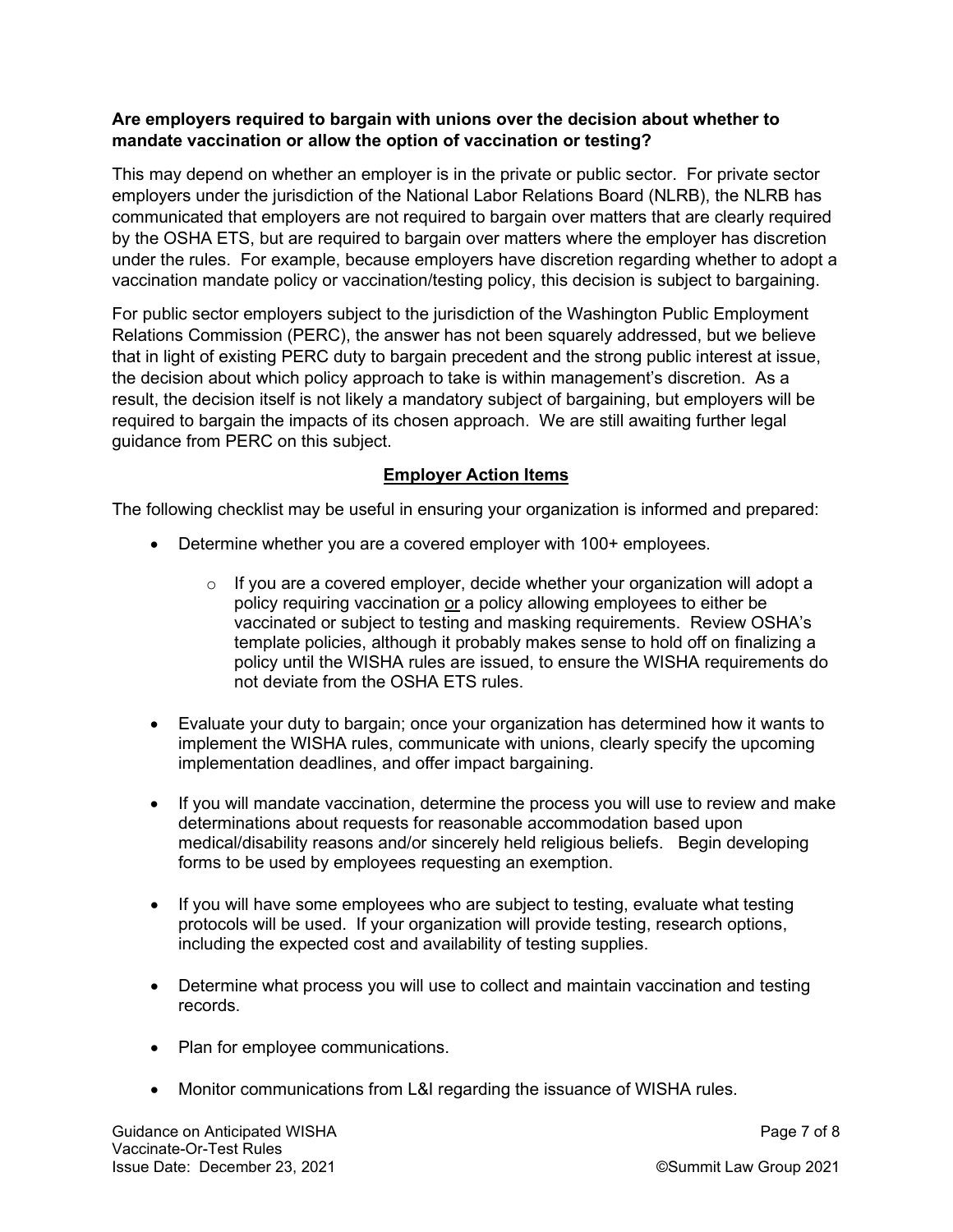**Are employers required to bargain with unions over the decision about whether to mandate vaccination or allow the option of vaccination or testing?**

This may depend on whether an employer is in the private or public sector. For private sector employers under the jurisdiction of the National Labor Relations Board (NLRB), the NLRB has communicated that employers are not required to bargain over matters that are clearly required by the OSHA ETS, but are required to bargain over matters where the employer has discretion under the rules. For example, because employers have discretion regarding whether to adopt a vaccination mandate policy or vaccination/testing policy, this decision is subject to bargaining.

For public sector employers subject to the jurisdiction of the Washington Public Employment Relations Commission (PERC), the answer has not been squarely addressed, but we believe that in light of existing PERC duty to bargain precedent and the strong public interest at issue, the decision about which policy approach to take is within management's discretion. As a result, the decision itself is not likely a mandatory subject of bargaining, but employers will be required to bargain the impacts of its chosen approach. We are still awaiting further legal guidance from PERC on this subject.

## Employer Action Items

The following checklist may be useful in ensuring your organization is informed and prepared:

- Determine whether you are a covered employer with 100+ employees.
  - If you are a covered employer, decide whether your organization will adopt a policy requiring vaccination <u>or</u> a policy allowing employees to either be vaccinated or subject to testing and masking requirements. Review OSHA's template policies, although it probably makes sense to hold off on finalizing a policy until the WISHA rules are issued, to ensure the WISHA requirements do not deviate from the OSHA ETS rules.
- Evaluate your duty to bargain; once your organization has determined how it wants to implement the WISHA rules, communicate with unions, clearly specify the upcoming implementation deadlines, and offer impact bargaining.
- If you will mandate vaccination, determine the process you will use to review and make determinations about requests for reasonable accommodation based upon medical/disability reasons and/or sincerely held religious beliefs. Begin developing forms to be used by employees requesting an exemption.
- If you will have some employees who are subject to testing, evaluate what testing protocols will be used. If your organization will provide testing, research options, including the expected cost and availability of testing supplies.
- Determine what process you will use to collect and maintain vaccination and testing records.
- Plan for employee communications.
- Monitor communications from L&I regarding the issuance of WISHA rules.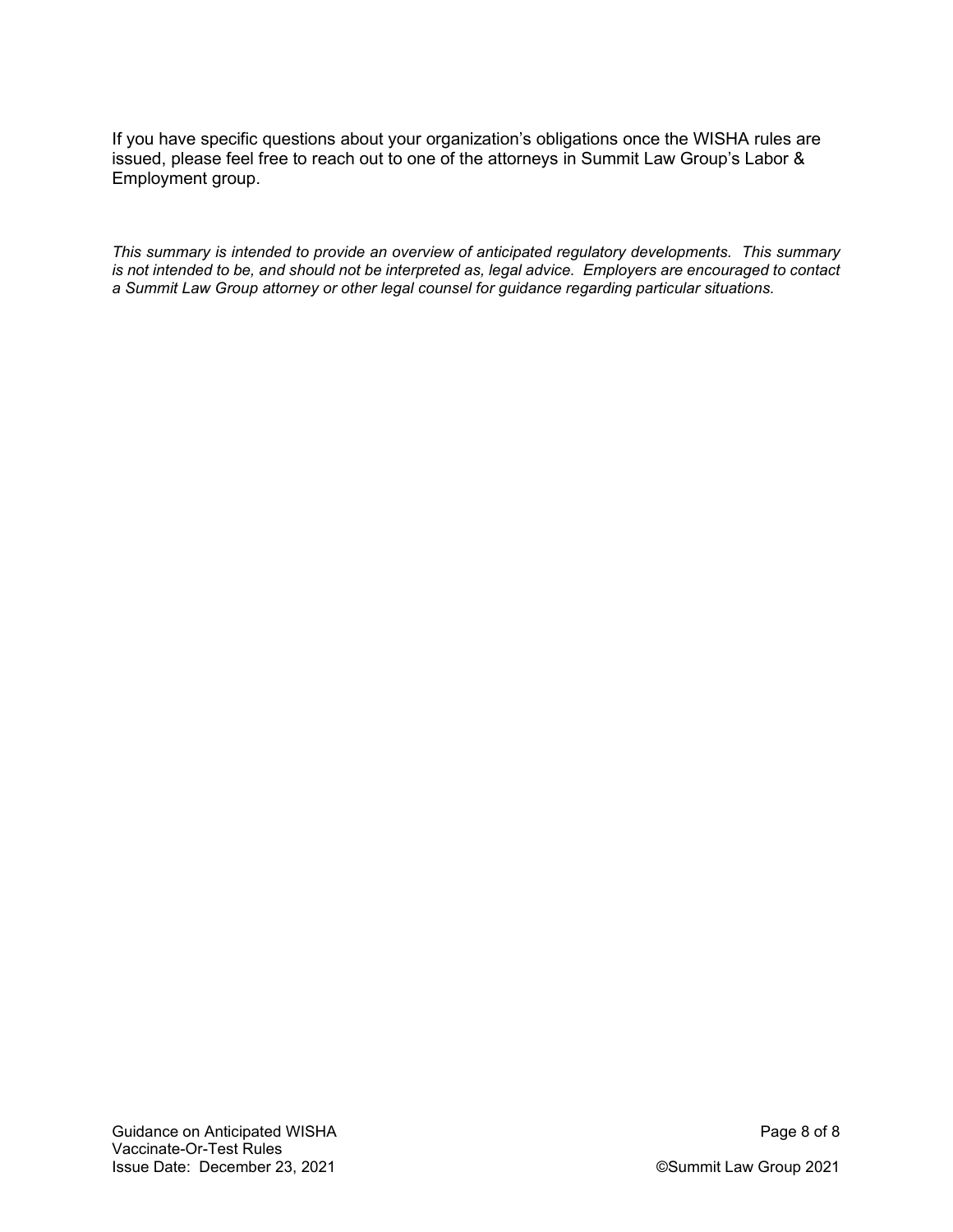If you have specific questions about your organization's obligations once the WISHA rules are issued, please feel free to reach out to one of the attorneys in Summit Law Group's Labor & Employment group.

*This summary is intended to provide an overview of anticipated regulatory developments. This summary is not intended to be, and should not be interpreted as, legal advice. Employers are encouraged to contact a Summit Law Group attorney or other legal counsel for guidance regarding particular situations.*